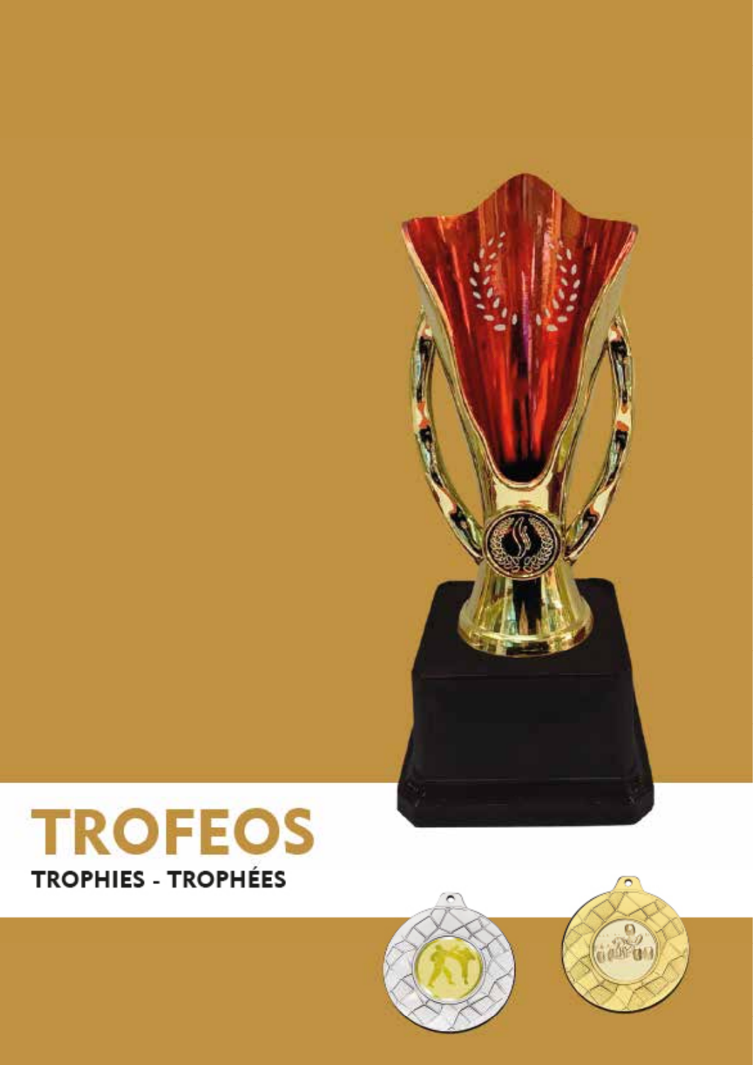# TROFEOS

## TROPHIES - TROPHÉES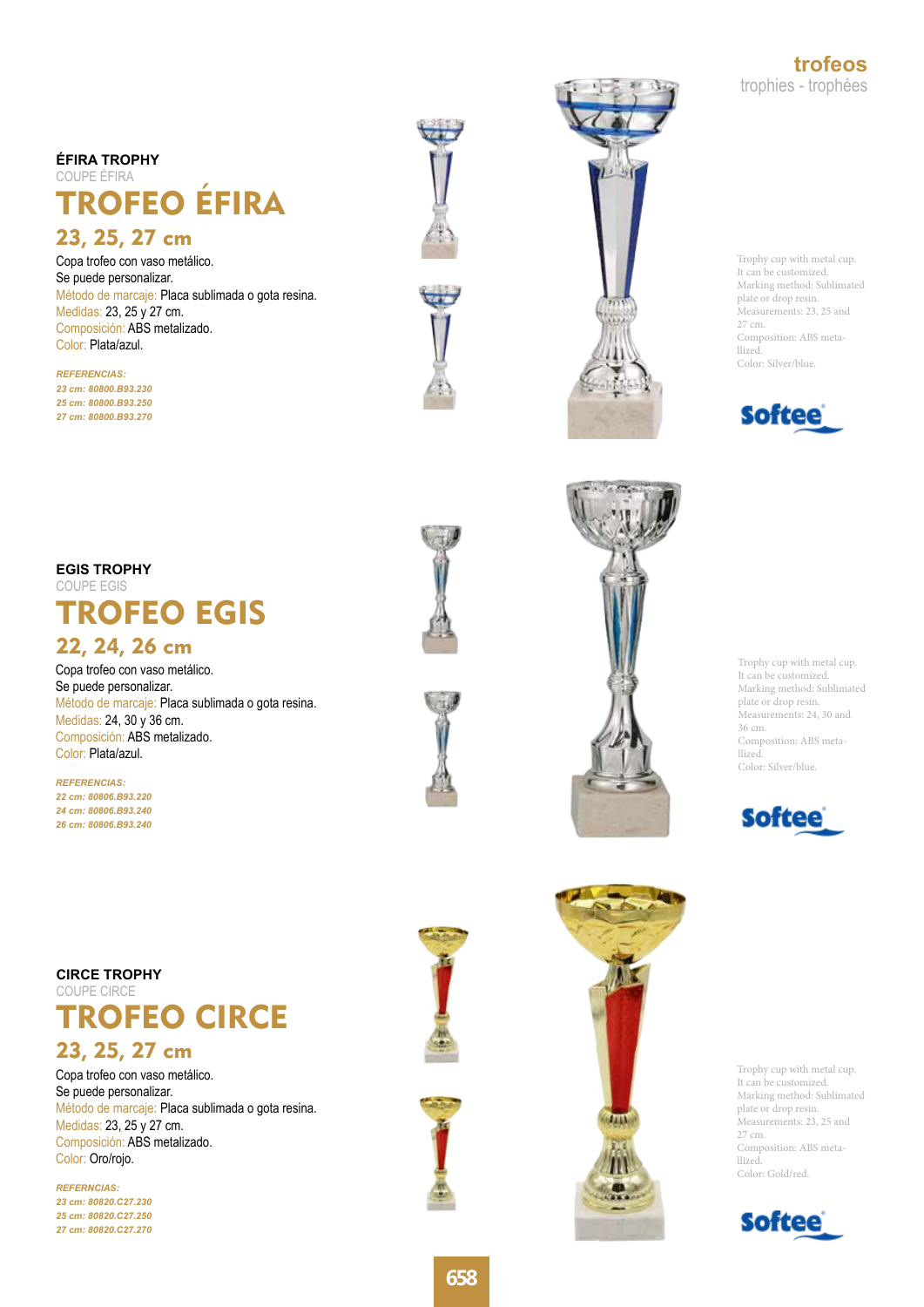# trofeos
trophies - trophées

### ÉFIRA TROPHY
COUPE ÉFIRA

## TROFEO ÉFIRA

### 23, 25, 27 cm

Copa trofeo con vaso metálico.
Se puede personalizar.
Método de marcaje: Placa sublimada o gota resina.
Medidas: 23, 25 y 27 cm.
Composición: ABS metalizado.
Color: Plata/azul.

***REFERENCIAS:***
*23 cm: 80800.B93.230*
*25 cm: 80800.B93.250*
*27 cm: 80800.B93.270*

Trophy cup with metal cup.
It can be customized.
Marking method: Sublimated plate or drop resin.
Measurements: 23, 25 and 27 cm.
Composition: ABS metallized.
Color: Silver/blue.

Softee

### EGIS TROPHY
COUPE EGIS

## TROFEO EGIS

### 22, 24, 26 cm

Copa trofeo con vaso metálico.
Se puede personalizar.
Método de marcaje: Placa sublimada o gota resina.
Medidas: 24, 30 y 36 cm.
Composición: ABS metalizado.
Color: Plata/azul.

***REFERENCIAS:***
*22 cm: 80806.B93.220*
*24 cm: 80806.B93.240*
*26 cm: 80806.B93.240*

Trophy cup with metal cup.
It can be customized.
Marking method: Sublimated plate or drop resin.
Measurements: 24, 30 and 36 cm.
Composition: ABS metallized.
Color: Silver/blue.

Softee

### CIRCE TROPHY
COUPE CIRCE

## TROFEO CIRCE

### 23, 25, 27 cm

Copa trofeo con vaso metálico.
Se puede personalizar.
Método de marcaje: Placa sublimada o gota resina.
Medidas: 23, 25 y 27 cm.
Composición: ABS metalizado.
Color: Oro/rojo.

***REFERNCIAS:***
*23 cm: 80820.C27.230*
*25 cm: 80820.C27.250*
*27 cm: 80820.C27.270*

Trophy cup with metal cup.
It can be customized.
Marking method: Sublimated plate or drop resin.
Measurements: 23, 25 and 27 cm.
Composition: ABS metallized.
Color: Gold/red.

Softee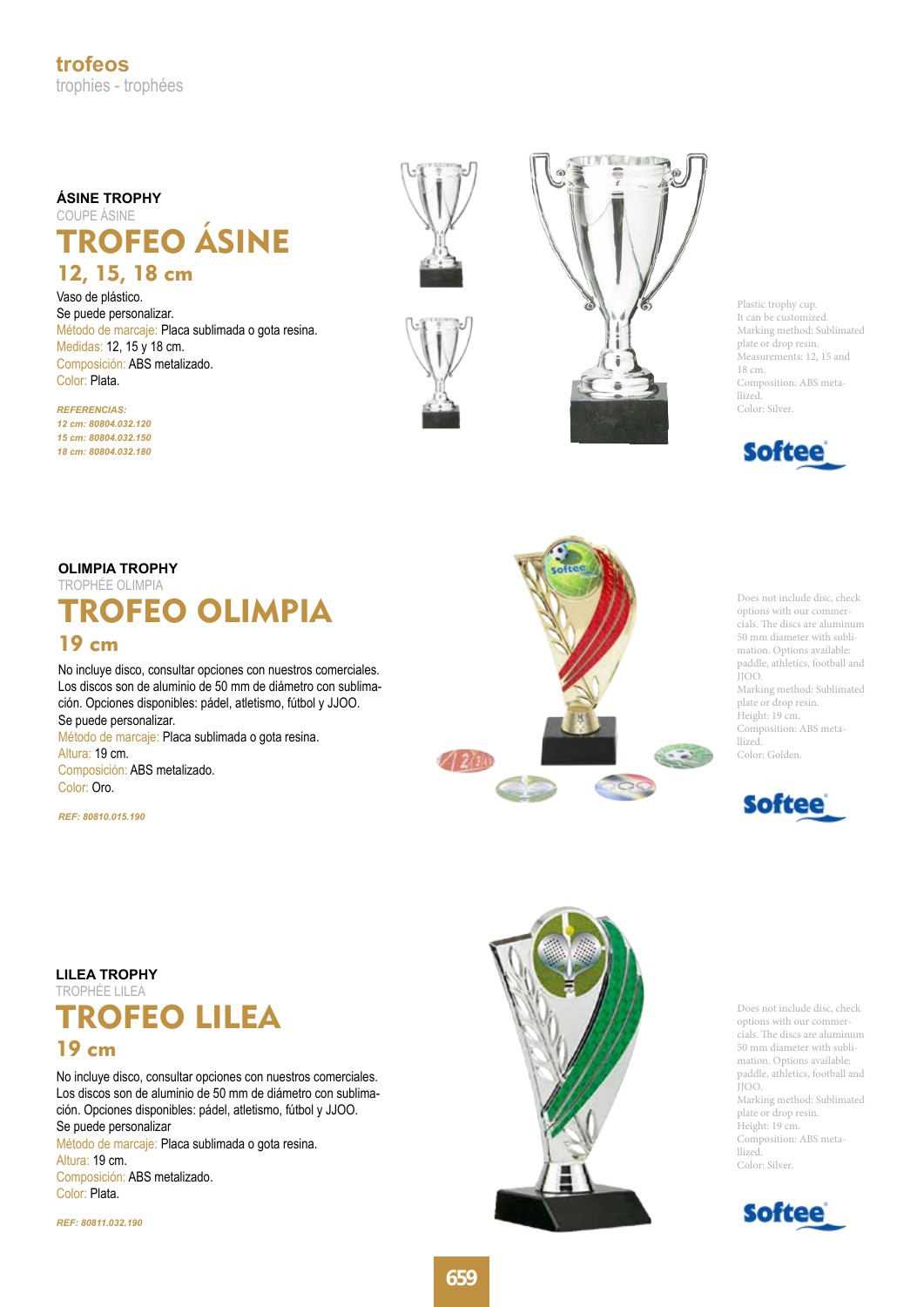# trofeos

trophies - trophées

## ÁSINE TROPHY

COUPE ÁSINE

# TROFEO ÁSINE

## 12, 15, 18 cm

Vaso de plástico.
Se puede personalizar.
Método de marcaje: Placa sublimada o gota resina.
Medidas: 12, 15 y 18 cm.
Composición: ABS metalizado.
Color: Plata.

***REFERENCIAS:***
***12 cm: 80804.032.120***
***15 cm: 80804.032.150***
***18 cm: 80804.032.180***

Plastic trophy cup.
It can be customized.
Marking method: Sublimated plate or drop resin.
Measurements: 12, 15 and 18 cm.
Composition: ABS metallized.
Color: Silver.

## OLIMPIA TROPHY

TROPHÉE OLIMPIA

# TROFEO OLIMPIA

## 19 cm

No incluye disco, consultar opciones con nuestros comerciales. Los discos son de aluminio de 50 mm de diámetro con sublimación. Opciones disponibles: pádel, atletismo, fútbol y JJOO.
Se puede personalizar.
Método de marcaje: Placa sublimada o gota resina.
Altura: 19 cm.
Composición: ABS metalizado.
Color: Oro.

***REF: 80810.015.190***

Does not include disc, check options with our commercials. The discs are aluminum 50 mm diameter with sublimation. Options available: paddle, athletics, football and JJOO.
Marking method: Sublimated plate or drop resin.
Height: 19 cm.
Composition: ABS metallized.
Color: Golden.

## LILEA TROPHY

TROPHÉE LILEA

# TROFEO LILEA

## 19 cm

No incluye disco, consultar opciones con nuestros comerciales. Los discos son de aluminio de 50 mm de diámetro con sublimación. Opciones disponibles: pádel, atletismo, fútbol y JJOO.
Se puede personalizar
Método de marcaje: Placa sublimada o gota resina.
Altura: 19 cm.
Composición: ABS metalizado.
Color: Plata.

***REF: 80811.032.190***

Does not include disc, check options with our commercials. The discs are aluminum 50 mm diameter with sublimation. Options available: paddle, athletics, football and JJOO.
Marking method: Sublimated plate or drop resin.
Height: 19 cm.
Composition: ABS metallized.
Color: Silver.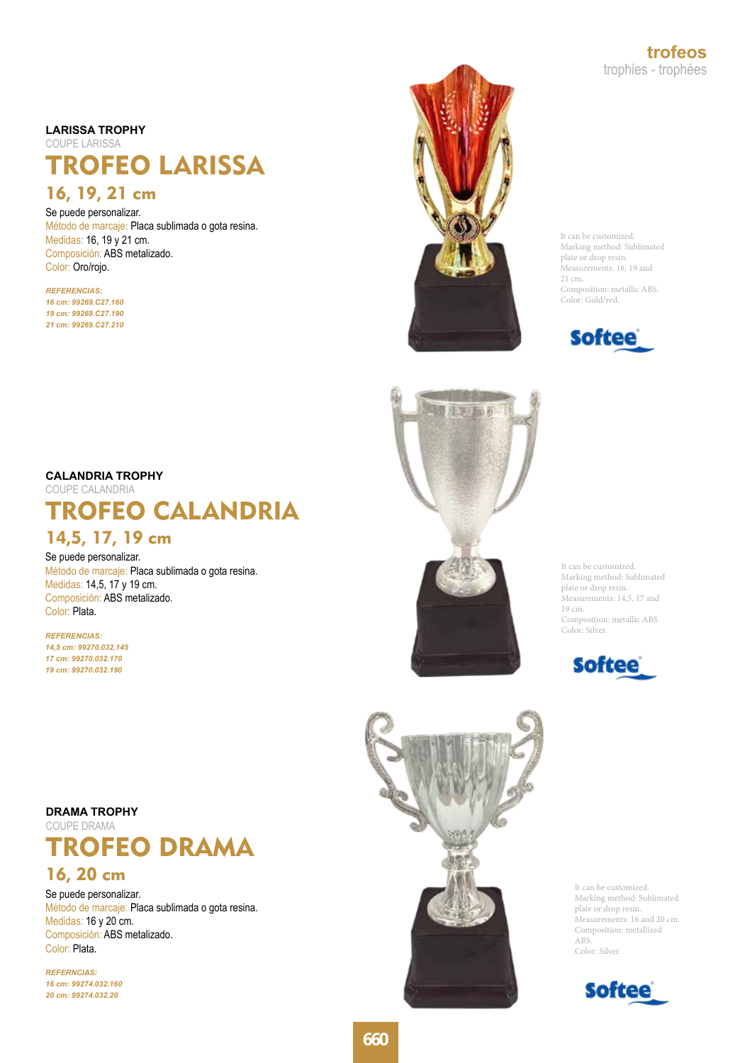**LARISSA TROPHY**
COUPE LARISSA

# TROFEO LARISSA

## 16, 19, 21 cm

Se puede personalizar.
Método de marcaje: Placa sublimada o gota resina.
Medidas: 16, 19 y 21 cm.
Composición: ABS metalizado.
Color: Oro/rojo.

***REFERENCIAS:***
***16 cm: 99269.C27.160***
***19 cm: 99269.C27.190***
***21 cm: 99269.C27.210***

It can be customized.
Marking method: Sublimated plate or drop resin.
Measurements: 16, 19 and 21 cm.
Composition: metallic ABS.
Color: Gold/red.

**CALANDRIA TROPHY**
COUPE CALANDRIA

# TROFEO CALANDRIA

## 14,5, 17, 19 cm

Se puede personalizar.
Método de marcaje: Placa sublimada o gota resina.
Medidas: 14,5, 17 y 19 cm.
Composición: ABS metalizado.
Color: Plata.

***REFERENCIAS:***
***14,5 cm: 99270.032.145***
***17 cm: 99270.032.170***
***19 cm: 99270.032.190***

It can be customized.
Marking method: Sublimated plate or drop resin.
Measurements: 14,5, 17 and 19 cm.
Composition: metallic ABS.
Color: Silver.

**DRAMA TROPHY**
COUPE DRAMA

# TROFEO DRAMA

## 16, 20 cm

Se puede personalizar.
Método de marcaje: Placa sublimada o gota resina.
Medidas: 16 y 20 cm.
Composición: ABS metalizado.
Color: Plata.

***REFERNCIAS:***
***16 cm: 99274.032.160***
***20 cm: 99274.032.20***

It can be customized.
Marking method: Sublimated plate or drop resin.
Measurements: 16 and 20 cm.
Composition: metallized ABS.
Color: Silver.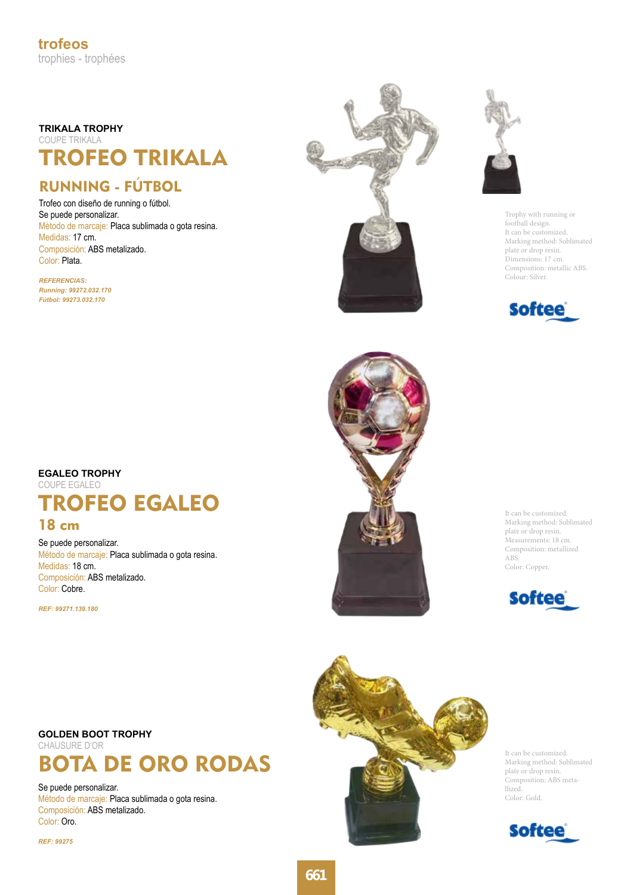## trofeos

trophies - trophées

### TRIKALA TROPHY

COUPE TRIKALA

# TROFEO TRIKALA

## RUNNING - FÚTBOL

Trofeo con diseño de running o fútbol.
Se puede personalizar.
Método de marcaje: Placa sublimada o gota resina.
Medidas: 17 cm.
Composición: ABS metalizado.
Color: Plata.

***REFERENCIAS:***
***Running: 99272.032.170***
***Fútbol: 99273.032.170***

Trophy with running or football design.
It can be customized.
Marking method: Sublimated plate or drop resin.
Dimensions: 17 cm.
Composition: metallic ABS.
Colour: Silver.

Softee

### EGALEO TROPHY

COUPE EGALEO

# TROFEO EGALEO

## 18 cm

Se puede personalizar.
Método de marcaje: Placa sublimada o gota resina.
Medidas: 18 cm.
Composición: ABS metalizado.
Color: Cobre.

***REF: 99271.139.180***

It can be customized.
Marking method: Sublimated plate or drop resin.
Measurements: 18 cm.
Composition: metallized ABS.
Color: Copper.

Softee

### GOLDEN BOOT TROPHY

CHAUSURE D'OR

# BOTA DE ORO RODAS

Se puede personalizar.
Método de marcaje: Placa sublimada o gota resina.
Composición: ABS metalizado.
Color: Oro.

***REF: 99275***

It can be customized.
Marking method: Sublimated plate or drop resin.
Composition: ABS metallized.
Color: Gold.

Softee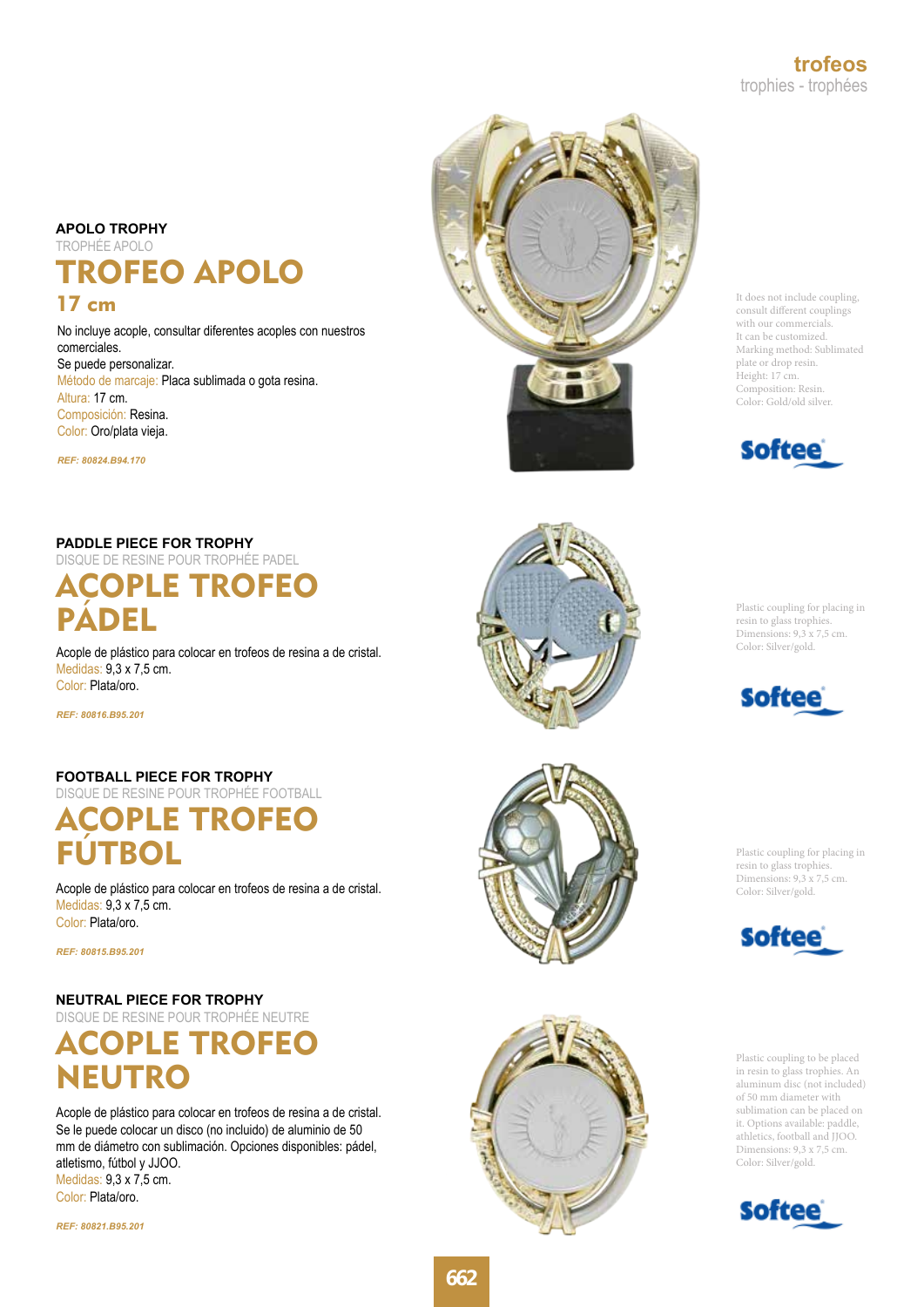**trofeos**
trophies - trophées

## APOLO TROPHY
TROPHÉE APOLO

# TROFEO APOLO

### 17 cm

No incluye acople, consultar diferentes acoples con nuestros comerciales.
Se puede personalizar.
Método de marcaje: Placa sublimada o gota resina.
Altura: 17 cm.
Composición: Resina.
Color: Oro/plata vieja.

*REF: 80824.B94.170*

It does not include coupling, consult different couplings with our commercials.
It can be customized.
Marking method: Sublimated plate or drop resin.
Height: 17 cm.
Composition: Resin.
Color: Gold/old silver.

Softee

## PADDLE PIECE FOR TROPHY
DISQUE DE RESINE POUR TROPHÉE PADEL

# ACOPLE TROFEO PÁDEL

Acople de plástico para colocar en trofeos de resina a de cristal.
Medidas: 9,3 x 7,5 cm.
Color: Plata/oro.

*REF: 80816.B95.201*

Plastic coupling for placing in resin to glass trophies.
Dimensions: 9,3 x 7,5 cm.
Color: Silver/gold.

Softee

## FOOTBALL PIECE FOR TROPHY
DISQUE DE RESINE POUR TROPHÉE FOOTBALL

# ACOPLE TROFEO FÚTBOL

Acople de plástico para colocar en trofeos de resina a de cristal.
Medidas: 9,3 x 7,5 cm.
Color: Plata/oro.

*REF: 80815.B95.201*

Plastic coupling for placing in resin to glass trophies.
Dimensions: 9,3 x 7,5 cm.
Color: Silver/gold.

Softee

## NEUTRAL PIECE FOR TROPHY
DISQUE DE RESINE POUR TROPHÉE NEUTRE

# ACOPLE TROFEO NEUTRO

Acople de plástico para colocar en trofeos de resina a de cristal.
Se le puede colocar un disco (no incluido) de aluminio de 50 mm de diámetro con sublimación. Opciones disponibles: pádel, atletismo, fútbol y JJOO.
Medidas: 9,3 x 7,5 cm.
Color: Plata/oro.

*REF: 80821.B95.201*

Plastic coupling to be placed in resin to glass trophies. An aluminum disc (not included) of 50 mm diameter with sublimation can be placed on it. Options available: paddle, athletics, football and JJOO.
Dimensions: 9,3 x 7,5 cm.
Color: Silver/gold.

Softee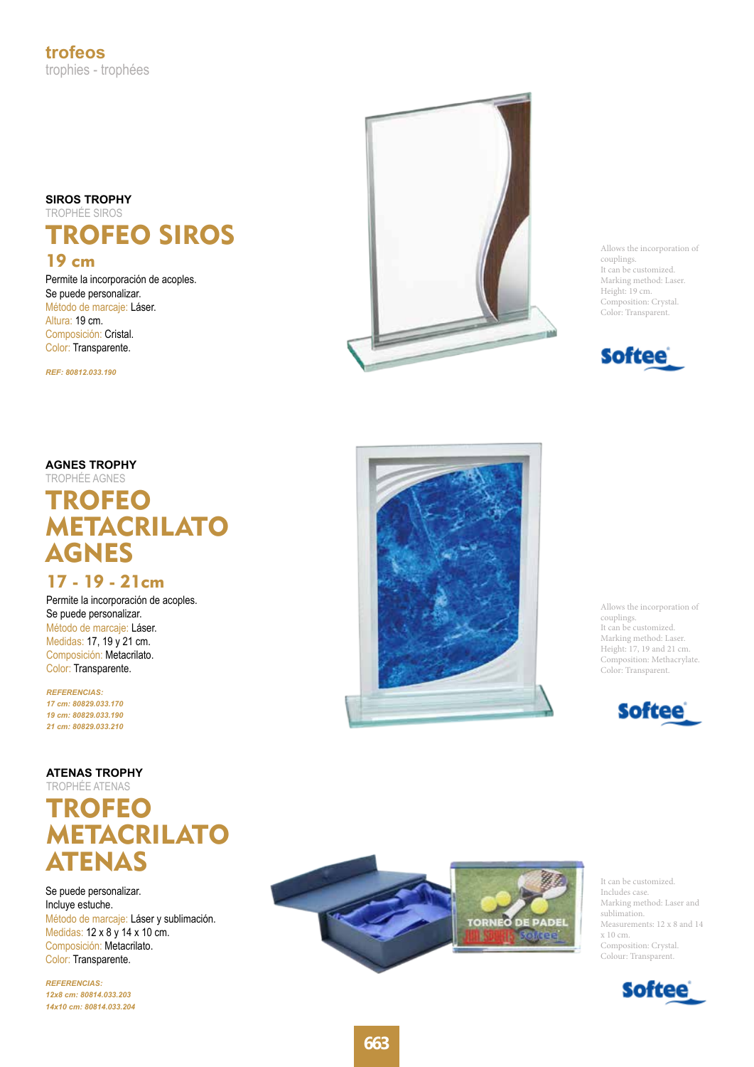**trofeos**
trophies - trophées

### SIROS TROPHY
TROPHÉE SIROS

## TROFEO SIROS

### 19 cm

Permite la incorporación de acoples.
Se puede personalizar.
Método de marcaje: Láser.
Altura: 19 cm.
Composición: Cristal.
Color: Transparente.

*REF: 80812.033.190*

Allows the incorporation of couplings.
It can be customized.
Marking method: Laser.
Height: 19 cm.
Composition: Crystal.
Color: Transparent.

Softee

### AGNES TROPHY
TROPHÉE AGNES

## TROFEO METACRILATO AGNES

### 17 - 19 - 21cm

Permite la incorporación de acoples.
Se puede personalizar.
Método de marcaje: Láser.
Medidas: 17, 19 y 21 cm.
Composición: Metacrilato.
Color: Transparente.

*REFERENCIAS:*
*17 cm: 80829.033.170*
*19 cm: 80829.033.190*
*21 cm: 80829.033.210*

Allows the incorporation of couplings.
It can be customized.
Marking method: Laser.
Height: 17, 19 and 21 cm.
Composition: Methacrylate.
Color: Transparent.

Softee

### ATENAS TROPHY
TROPHÉE ATENAS

## TROFEO METACRILATO ATENAS

Se puede personalizar.
Incluye estuche.
Método de marcaje: Láser y sublimación.
Medidas: 12 x 8 y 14 x 10 cm.
Composición: Metacrilato.
Color: Transparente.

*REFERENCIAS:*
*12x8 cm: 80814.033.203*
*14x10 cm: 80814.033.204*

It can be customized.
Includes case.
Marking method: Laser and sublimation.
Measurements: 12 x 8 and 14 x 10 cm.
Composition: Crystal.
Colour: Transparent.

Softee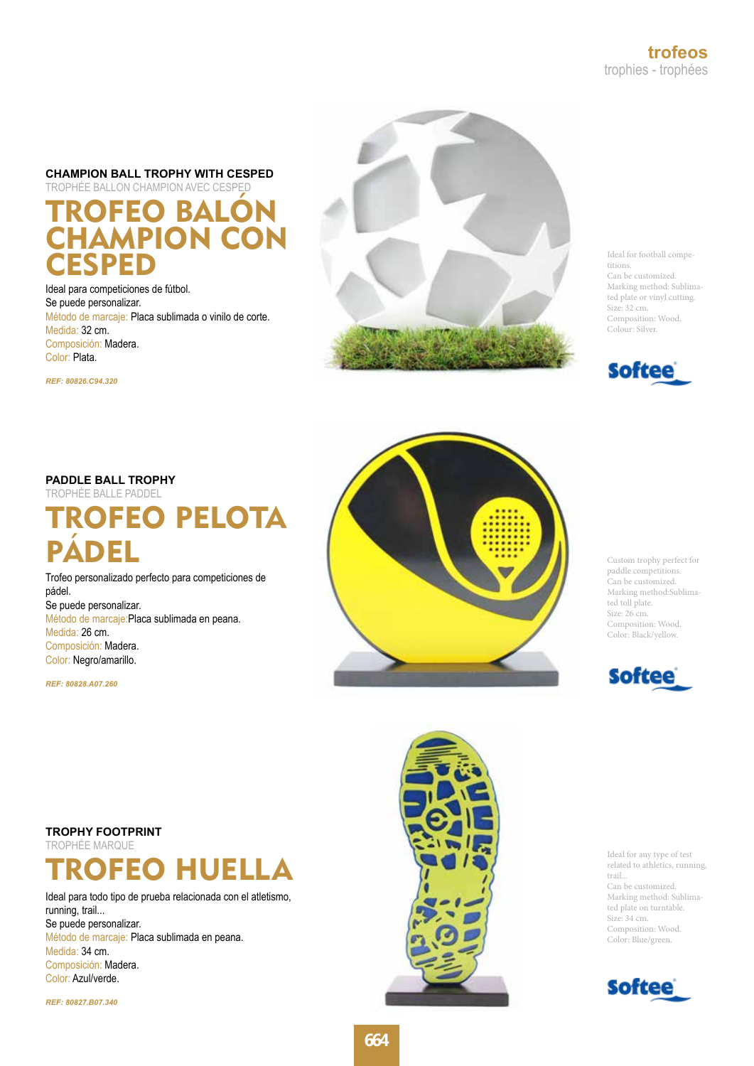## CHAMPION BALL TROPHY WITH CESPED

TROPHÉE BALLON CHAMPION AVEC CESPED

# TROFEO BALÓN CHAMPION CON CESPED

Ideal para competiciones de fútbol.
Se puede personalizar.
Método de marcaje: Placa sublimada o vinilo de corte.
Medida: 32 cm.
Composición: Madera.
Color: Plata.

*REF: 80826.C94.320*

Ideal for football competitions.
Can be customized.
Marking method: Sublimated plate or vinyl cutting.
Size: 32 cm.
Composition: Wood.
Colour: Silver.

Softee

## PADDLE BALL TROPHY

TROPHÉE BALLE PADDEL

# TROFEO PELOTA PÁDEL

Trofeo personalizado perfecto para competiciones de pádel.
Se puede personalizar.
Método de marcaje:Placa sublimada en peana.
Medida: 26 cm.
Composición: Madera.
Color: Negro/amarillo.

*REF: 80828.A07.260*

Custom trophy perfect for paddle competitions.
Can be customized.
Marking method:Sublimated toll plate.
Size: 26 cm.
Composition: Wood.
Color: Black/yellow.

Softee

## TROPHY FOOTPRINT

TROPHÉE MARQUE

# TROFEO HUELLA

Ideal para todo tipo de prueba relacionada con el atletismo, running, trail...
Se puede personalizar.
Método de marcaje: Placa sublimada en peana.
Medida: 34 cm.
Composición: Madera.
Color: Azul/verde.

*REF: 80827.B07.340*

Ideal for any type of test related to athletics, running, trail...
Can be customized.
Marking method: Sublimated plate on turntable.
Size: 34 cm.
Composition: Wood.
Color: Blue/green.

Softee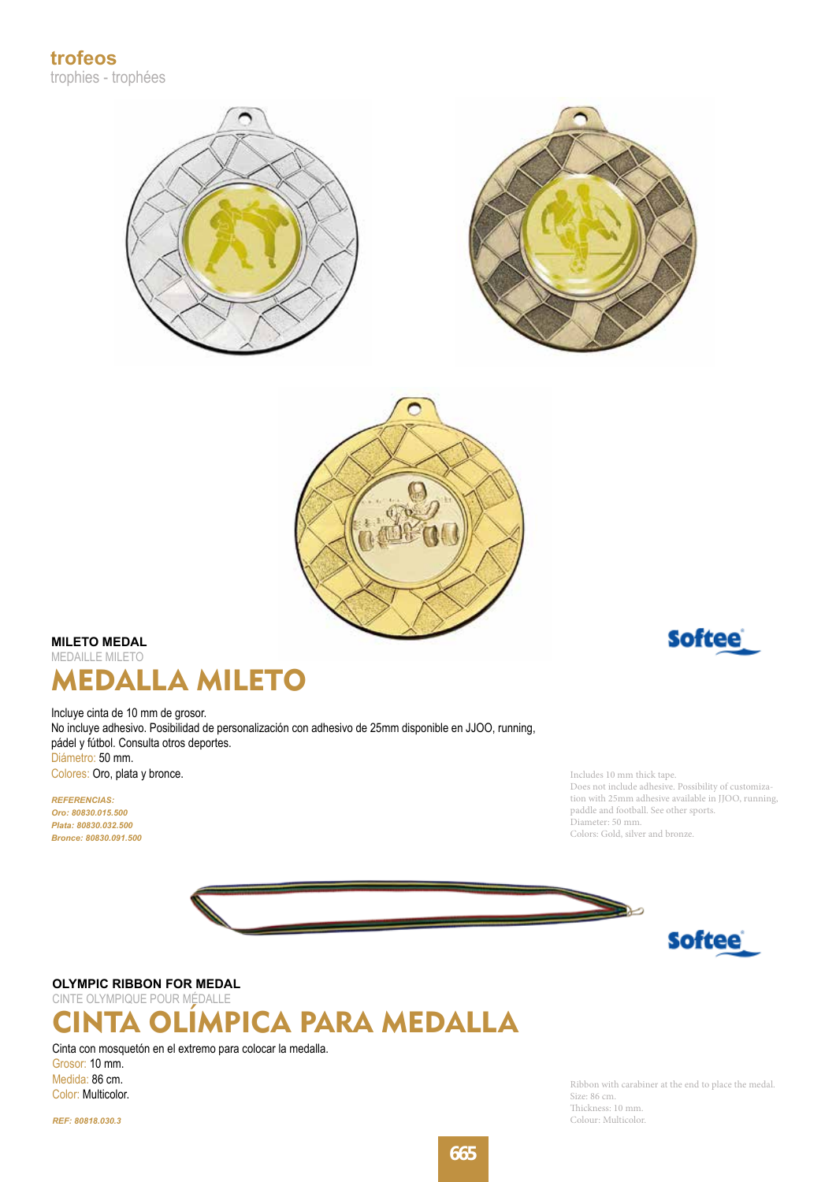**trofeos**
trophies - trophées

**MILETO MEDAL**
MEDAILLE MILETO

# MEDALLA MILETO

Incluye cinta de 10 mm de grosor.
No incluye adhesivo. Posibilidad de personalización con adhesivo de 25mm disponible en JJOO, running, pádel y fútbol. Consulta otros deportes.
Diámetro: 50 mm.
Colores: Oro, plata y bronce.

*REFERENCIAS:*
*Oro: 80830.015.500*
*Plata: 80830.032.500*
*Bronce: 80830.091.500*

Includes 10 mm thick tape.
Does not include adhesive. Possibility of customization with 25mm adhesive available in JJOO, running, paddle and football. See other sports.
Diameter: 50 mm.
Colors: Gold, silver and bronze.

**OLYMPIC RIBBON FOR MEDAL**
CINTE OLYMPIQUE POUR MÉDALLE

# CINTA OLÍMPICA PARA MEDALLA

Cinta con mosquetón en el extremo para colocar la medalla.
Grosor: 10 mm.
Medida: 86 cm.
Color: Multicolor.

*REF: 80818.030.3*

Ribbon with carabiner at the end to place the medal.
Size: 86 cm.
Thickness: 10 mm.
Colour: Multicolor.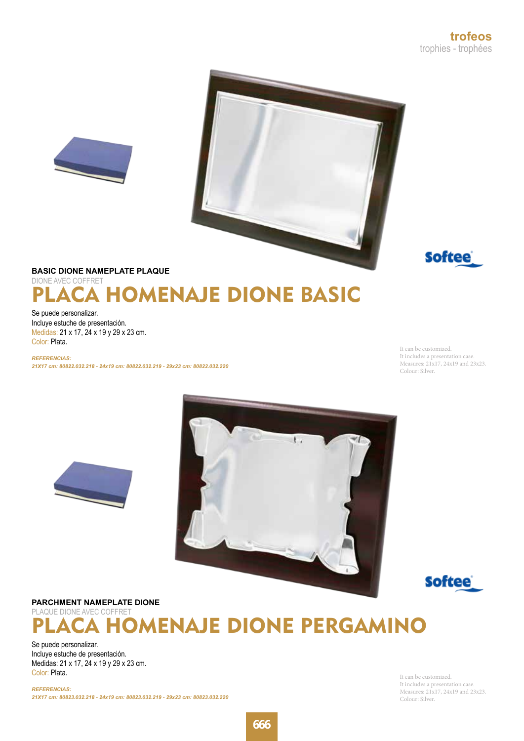trofeos
trophies - trophées

Softee

**BASIC DIONE NAMEPLATE PLAQUE**

DIONE AVEC COFFRET

# PLACA HOMENAJE DIONE BASIC

Se puede personalizar.
Incluye estuche de presentación.
Medidas: 21 x 17, 24 x 19 y 29 x 23 cm.
Color: Plata.

***REFERENCIAS:***
***21X17 cm: 80822.032.218 - 24x19 cm: 80822.032.219 - 29x23 cm: 80822.032.220***

It can be customized.
It includes a presentation case.
Measures: 21x17, 24x19 and 23x23.
Colour: Silver.

Softee

**PARCHMENT NAMEPLATE DIONE**

PLAQUE DIONE AVEC COFFRET

# PLACA HOMENAJE DIONE PERGAMINO

Se puede personalizar.
Incluye estuche de presentación.
Medidas: 21 x 17, 24 x 19 y 29 x 23 cm.
Color: Plata.

***REFERENCIAS:***
***21X17 cm: 80823.032.218 - 24x19 cm: 80823.032.219 - 29x23 cm: 80823.032.220***

It can be customized.
It includes a presentation case.
Measures: 21x17, 24x19 and 23x23.
Colour: Silver.